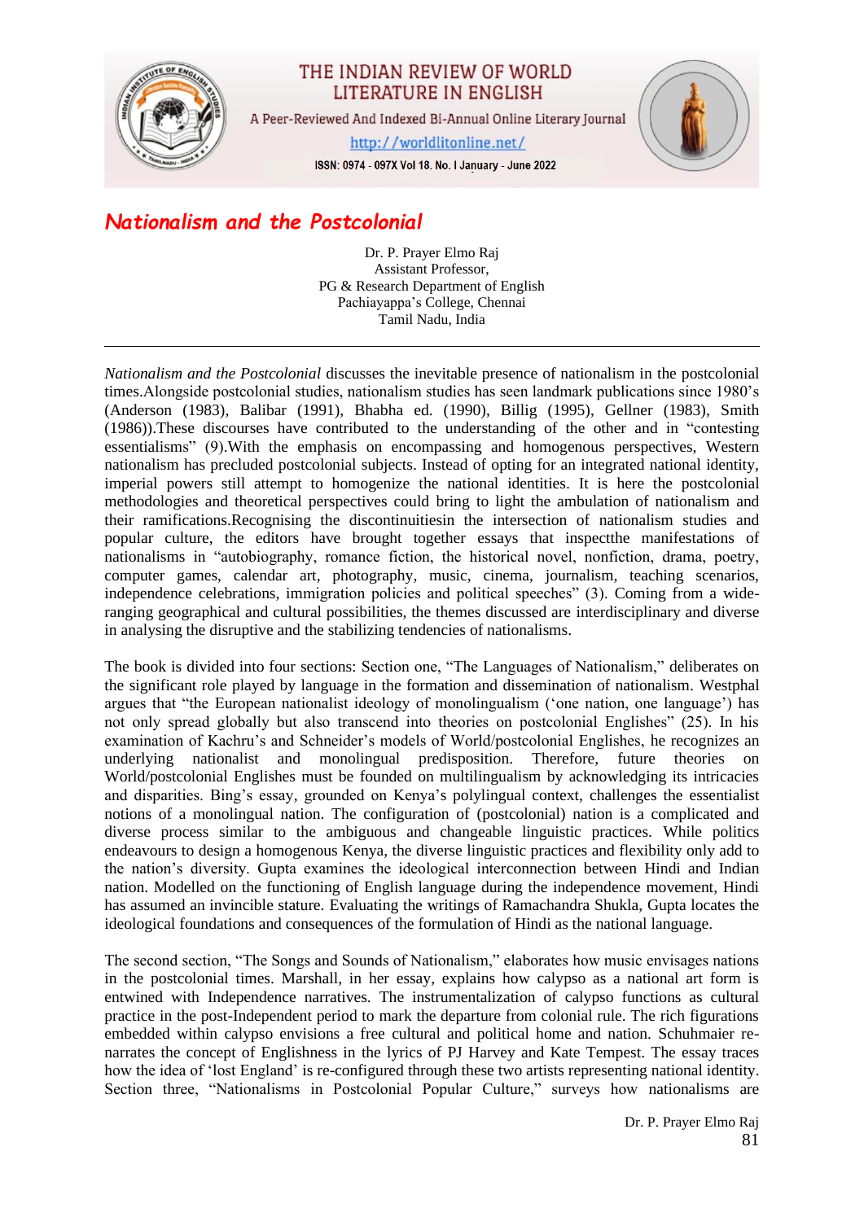# Nationalism and the Postcolonial

Dr. P. Prayer Elmo Raj
Assistant Professor,
PG & Research Department of English
Pachiayappa's College, Chennai
Tamil Nadu, India

---

*Nationalism and the Postcolonial* discusses the inevitable presence of nationalism in the postcolonial times.Alongside postcolonial studies, nationalism studies has seen landmark publications since 1980's (Anderson (1983), Balibar (1991), Bhabha ed. (1990), Billig (1995), Gellner (1983), Smith (1986)).These discourses have contributed to the understanding of the other and in "contesting essentialisms" (9).With the emphasis on encompassing and homogenous perspectives, Western nationalism has precluded postcolonial subjects. Instead of opting for an integrated national identity, imperial powers still attempt to homogenize the national identities. It is here the postcolonial methodologies and theoretical perspectives could bring to light the ambulation of nationalism and their ramifications.Recognising the discontinuitiesin the intersection of nationalism studies and popular culture, the editors have brought together essays that inspectthe manifestations of nationalisms in "autobiography, romance fiction, the historical novel, nonfiction, drama, poetry, computer games, calendar art, photography, music, cinema, journalism, teaching scenarios, independence celebrations, immigration policies and political speeches" (3). Coming from a wide-ranging geographical and cultural possibilities, the themes discussed are interdisciplinary and diverse in analysing the disruptive and the stabilizing tendencies of nationalisms.

The book is divided into four sections: Section one, "The Languages of Nationalism," deliberates on the significant role played by language in the formation and dissemination of nationalism. Westphal argues that "the European nationalist ideology of monolingualism ('one nation, one language') has not only spread globally but also transcend into theories on postcolonial Englishes" (25). In his examination of Kachru's and Schneider's models of World/postcolonial Englishes, he recognizes an underlying nationalist and monolingual predisposition. Therefore, future theories on World/postcolonial Englishes must be founded on multilingualism by acknowledging its intricacies and disparities. Bing's essay, grounded on Kenya's polylingual context, challenges the essentialist notions of a monolingual nation. The configuration of (postcolonial) nation is a complicated and diverse process similar to the ambiguous and changeable linguistic practices. While politics endeavours to design a homogenous Kenya, the diverse linguistic practices and flexibility only add to the nation's diversity. Gupta examines the ideological interconnection between Hindi and Indian nation. Modelled on the functioning of English language during the independence movement, Hindi has assumed an invincible stature. Evaluating the writings of Ramachandra Shukla, Gupta locates the ideological foundations and consequences of the formulation of Hindi as the national language.

The second section, "The Songs and Sounds of Nationalism," elaborates how music envisages nations in the postcolonial times. Marshall, in her essay, explains how calypso as a national art form is entwined with Independence narratives. The instrumentalization of calypso functions as cultural practice in the post-Independent period to mark the departure from colonial rule. The rich figurations embedded within calypso envisions a free cultural and political home and nation. Schuhmaier re-narrates the concept of Englishness in the lyrics of PJ Harvey and Kate Tempest. The essay traces how the idea of 'lost England' is re-configured through these two artists representing national identity. Section three, "Nationalisms in Postcolonial Popular Culture," surveys how nationalisms are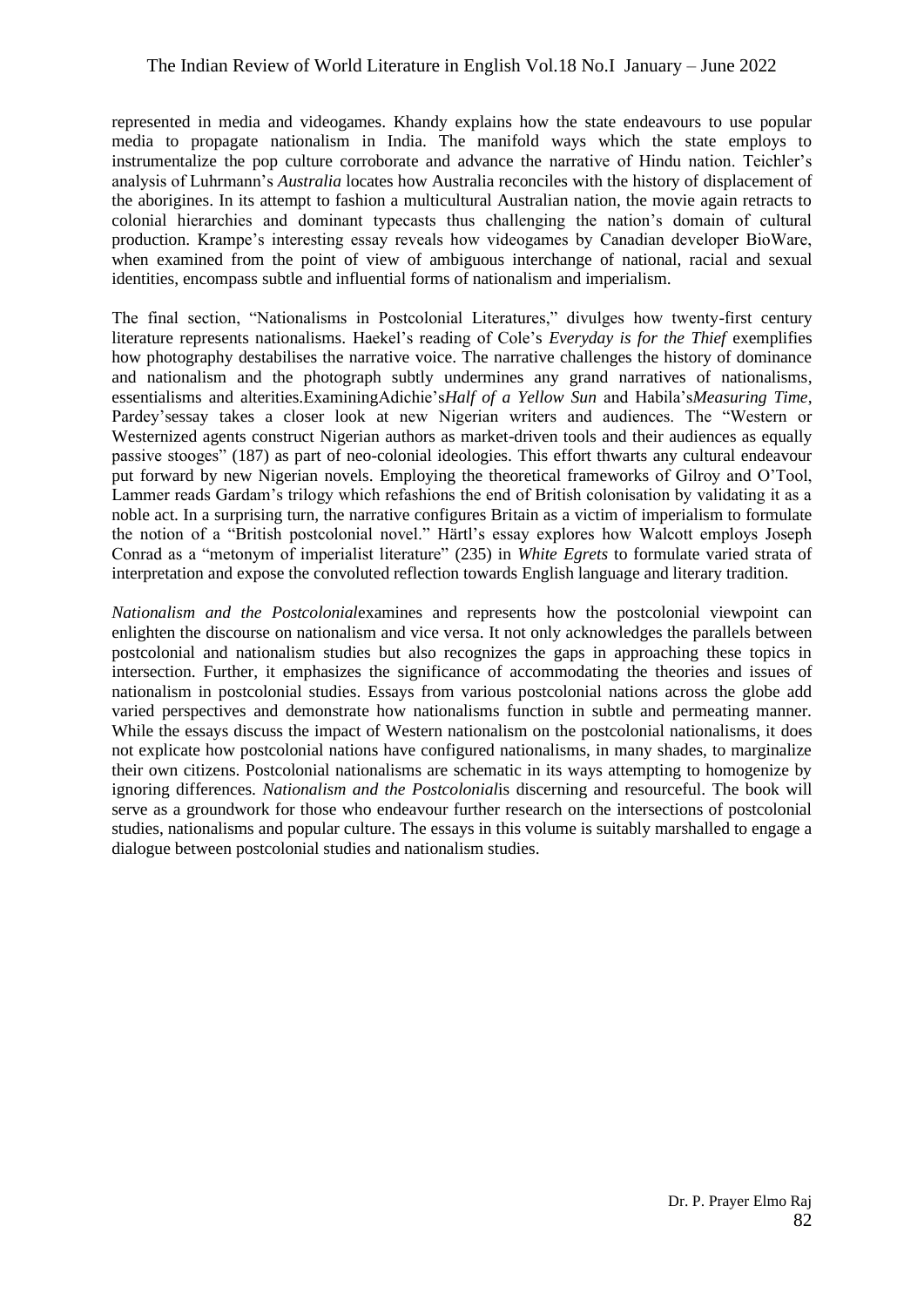represented in media and videogames. Khandy explains how the state endeavours to use popular media to propagate nationalism in India. The manifold ways which the state employs to instrumentalize the pop culture corroborate and advance the narrative of Hindu nation. Teichler's analysis of Luhrmann's *Australia* locates how Australia reconciles with the history of displacement of the aborigines. In its attempt to fashion a multicultural Australian nation, the movie again retracts to colonial hierarchies and dominant typecasts thus challenging the nation's domain of cultural production. Krampe's interesting essay reveals how videogames by Canadian developer BioWare, when examined from the point of view of ambiguous interchange of national, racial and sexual identities, encompass subtle and influential forms of nationalism and imperialism.

The final section, "Nationalisms in Postcolonial Literatures," divulges how twenty-first century literature represents nationalisms. Haekel's reading of Cole's *Everyday is for the Thief* exemplifies how photography destabilises the narrative voice. The narrative challenges the history of dominance and nationalism and the photograph subtly undermines any grand narratives of nationalisms, essentialisms and alterities.ExaminingAdichie's*Half of a Yellow Sun* and Habila's*Measuring Time*, Pardey'sessay takes a closer look at new Nigerian writers and audiences. The "Western or Westernized agents construct Nigerian authors as market-driven tools and their audiences as equally passive stooges" (187) as part of neo-colonial ideologies. This effort thwarts any cultural endeavour put forward by new Nigerian novels. Employing the theoretical frameworks of Gilroy and O'Tool, Lammer reads Gardam's trilogy which refashions the end of British colonisation by validating it as a noble act. In a surprising turn, the narrative configures Britain as a victim of imperialism to formulate the notion of a "British postcolonial novel." Härtl's essay explores how Walcott employs Joseph Conrad as a "metonym of imperialist literature" (235) in *White Egrets* to formulate varied strata of interpretation and expose the convoluted reflection towards English language and literary tradition.

*Nationalism and the Postcolonial*examines and represents how the postcolonial viewpoint can enlighten the discourse on nationalism and vice versa. It not only acknowledges the parallels between postcolonial and nationalism studies but also recognizes the gaps in approaching these topics in intersection. Further, it emphasizes the significance of accommodating the theories and issues of nationalism in postcolonial studies. Essays from various postcolonial nations across the globe add varied perspectives and demonstrate how nationalisms function in subtle and permeating manner. While the essays discuss the impact of Western nationalism on the postcolonial nationalisms, it does not explicate how postcolonial nations have configured nationalisms, in many shades, to marginalize their own citizens. Postcolonial nationalisms are schematic in its ways attempting to homogenize by ignoring differences. *Nationalism and the Postcolonial*is discerning and resourceful. The book will serve as a groundwork for those who endeavour further research on the intersections of postcolonial studies, nationalisms and popular culture. The essays in this volume is suitably marshalled to engage a dialogue between postcolonial studies and nationalism studies.

Dr. P. Prayer Elmo Raj